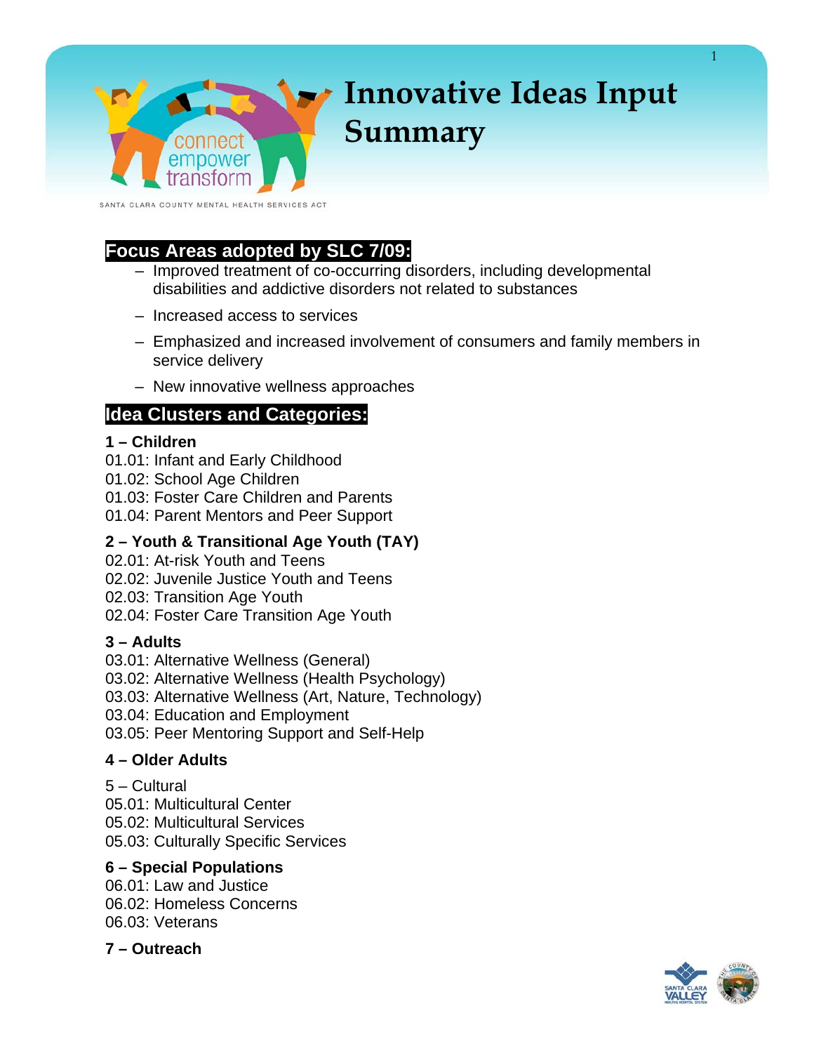# Innovative Ideas Input Summary

SANTA CLARA COUNTY MENTAL HEALTH SERVICES ACT

## Focus Areas adopted by SLC 7/09:

- Improved treatment of co-occurring disorders, including developmental disabilities and addictive disorders not related to substances
- Increased access to services
- Emphasized and increased involvement of consumers and family members in service delivery
- New innovative wellness approaches

## Idea Clusters and Categories:

**1 – Children**
01.01: Infant and Early Childhood
01.02: School Age Children
01.03: Foster Care Children and Parents
01.04: Parent Mentors and Peer Support

**2 – Youth & Transitional Age Youth (TAY)**
02.01: At-risk Youth and Teens
02.02: Juvenile Justice Youth and Teens
02.03: Transition Age Youth
02.04: Foster Care Transition Age Youth

**3 – Adults**
03.01: Alternative Wellness (General)
03.02: Alternative Wellness (Health Psychology)
03.03: Alternative Wellness (Art, Nature, Technology)
03.04: Education and Employment
03.05: Peer Mentoring Support and Self-Help

**4 – Older Adults**

5 – Cultural
05.01: Multicultural Center
05.02: Multicultural Services
05.03: Culturally Specific Services

**6 – Special Populations**
06.01: Law and Justice
06.02: Homeless Concerns
06.03: Veterans

**7 – Outreach**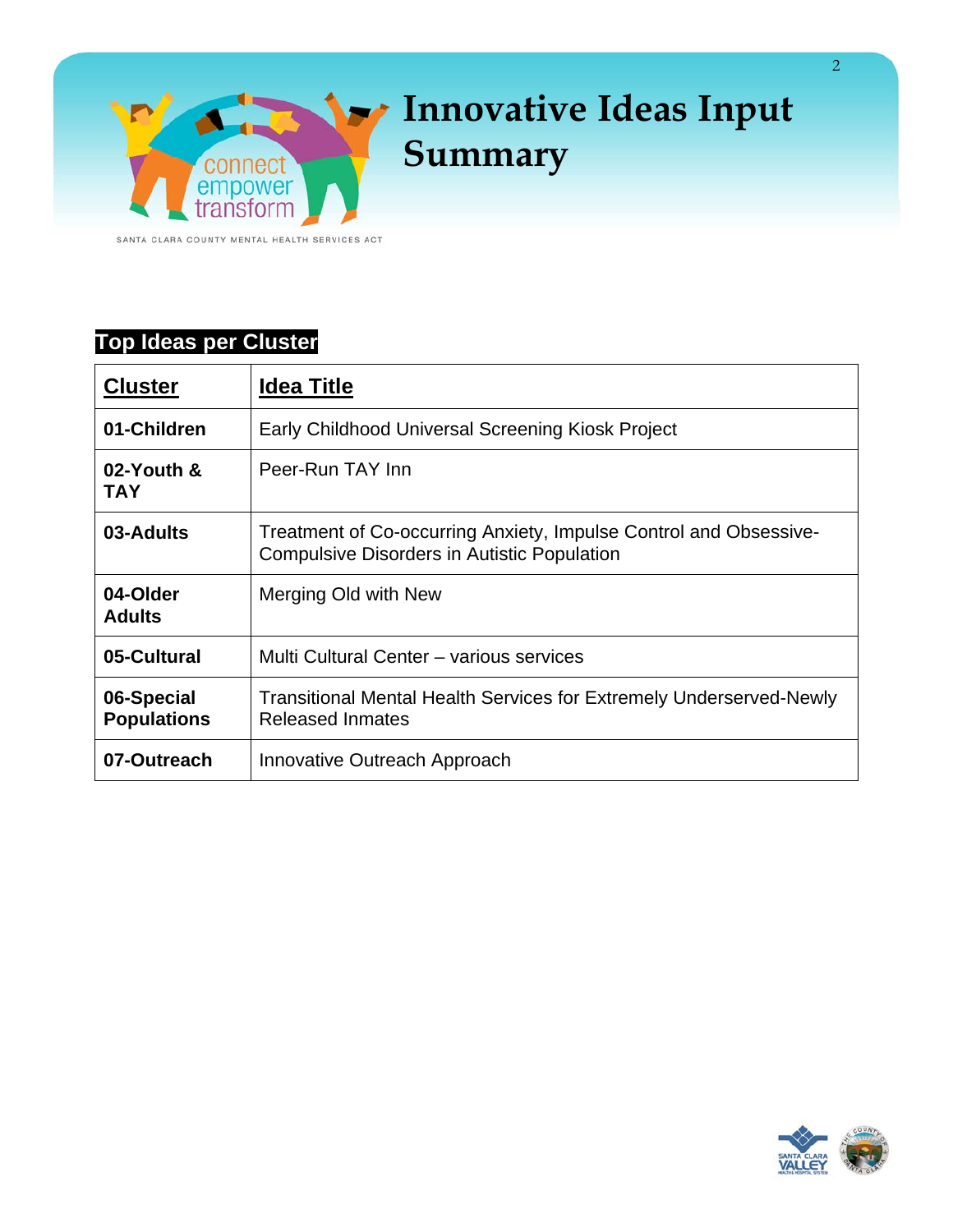# Innovative Ideas Input Summary

SANTA CLARA COUNTY MENTAL HEALTH SERVICES ACT

## Top Ideas per Cluster

| Cluster | Idea Title |
|---|---|
| **01-Children** | Early Childhood Universal Screening Kiosk Project |
| **02-Youth & TAY** | Peer-Run TAY Inn |
| **03-Adults** | Treatment of Co-occurring Anxiety, Impulse Control and Obsessive-Compulsive Disorders in Autistic Population |
| **04-Older Adults** | Merging Old with New |
| **05-Cultural** | Multi Cultural Center – various services |
| **06-Special Populations** | Transitional Mental Health Services for Extremely Underserved-Newly Released Inmates |
| **07-Outreach** | Innovative Outreach Approach |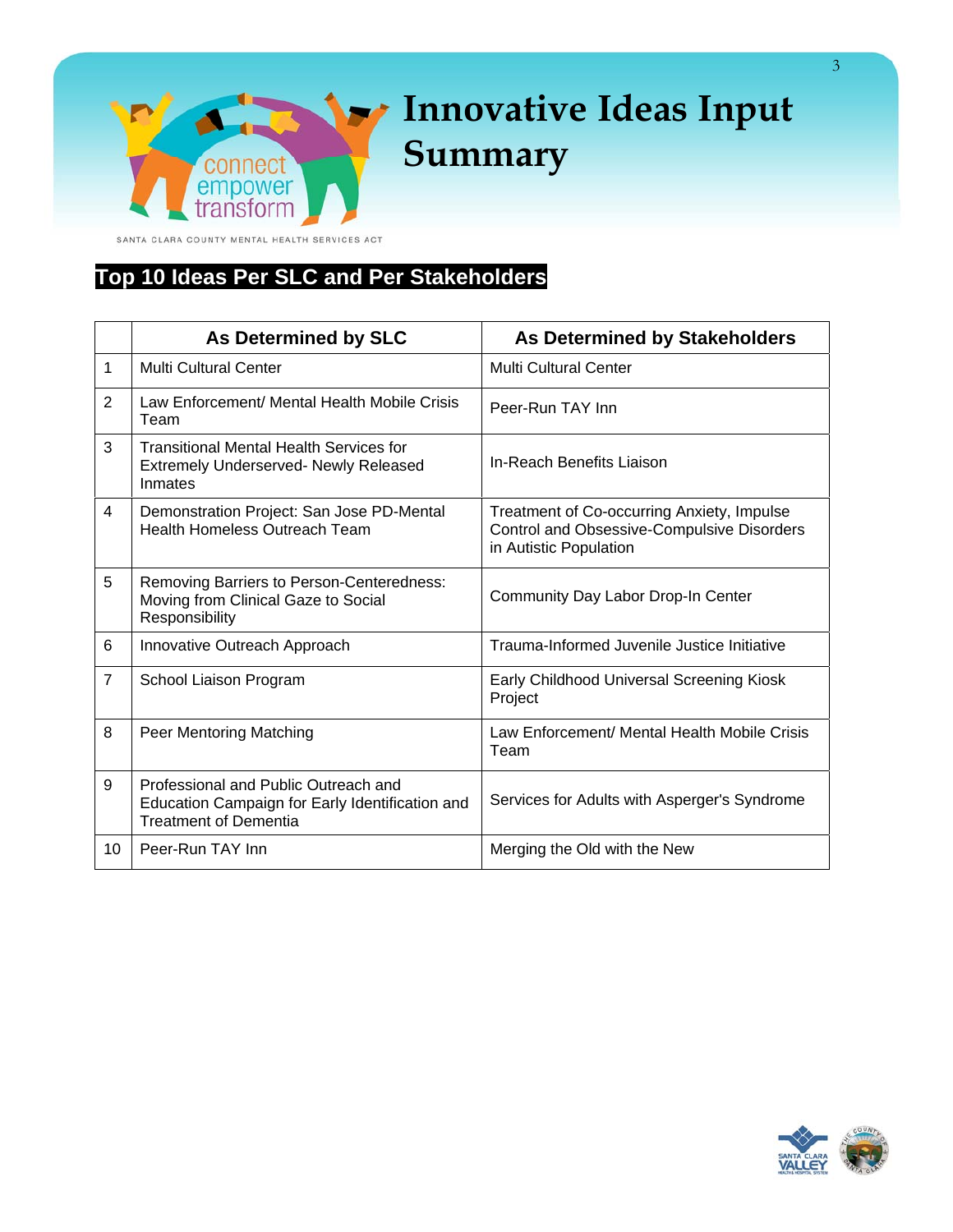# Innovative Ideas Input Summary

SANTA CLARA COUNTY MENTAL HEALTH SERVICES ACT

## Top 10 Ideas Per SLC and Per Stakeholders

| | As Determined by SLC | As Determined by Stakeholders |
|---|---|---|
| 1 | Multi Cultural Center | Multi Cultural Center |
| 2 | Law Enforcement/ Mental Health Mobile Crisis Team | Peer-Run TAY Inn |
| 3 | Transitional Mental Health Services for Extremely Underserved- Newly Released Inmates | In-Reach Benefits Liaison |
| 4 | Demonstration Project: San Jose PD-Mental Health Homeless Outreach Team | Treatment of Co-occurring Anxiety, Impulse Control and Obsessive-Compulsive Disorders in Autistic Population |
| 5 | Removing Barriers to Person-Centeredness: Moving from Clinical Gaze to Social Responsibility | Community Day Labor Drop-In Center |
| 6 | Innovative Outreach Approach | Trauma-Informed Juvenile Justice Initiative |
| 7 | School Liaison Program | Early Childhood Universal Screening Kiosk Project |
| 8 | Peer Mentoring Matching | Law Enforcement/ Mental Health Mobile Crisis Team |
| 9 | Professional and Public Outreach and Education Campaign for Early Identification and Treatment of Dementia | Services for Adults with Asperger's Syndrome |
| 10 | Peer-Run TAY Inn | Merging the Old with the New |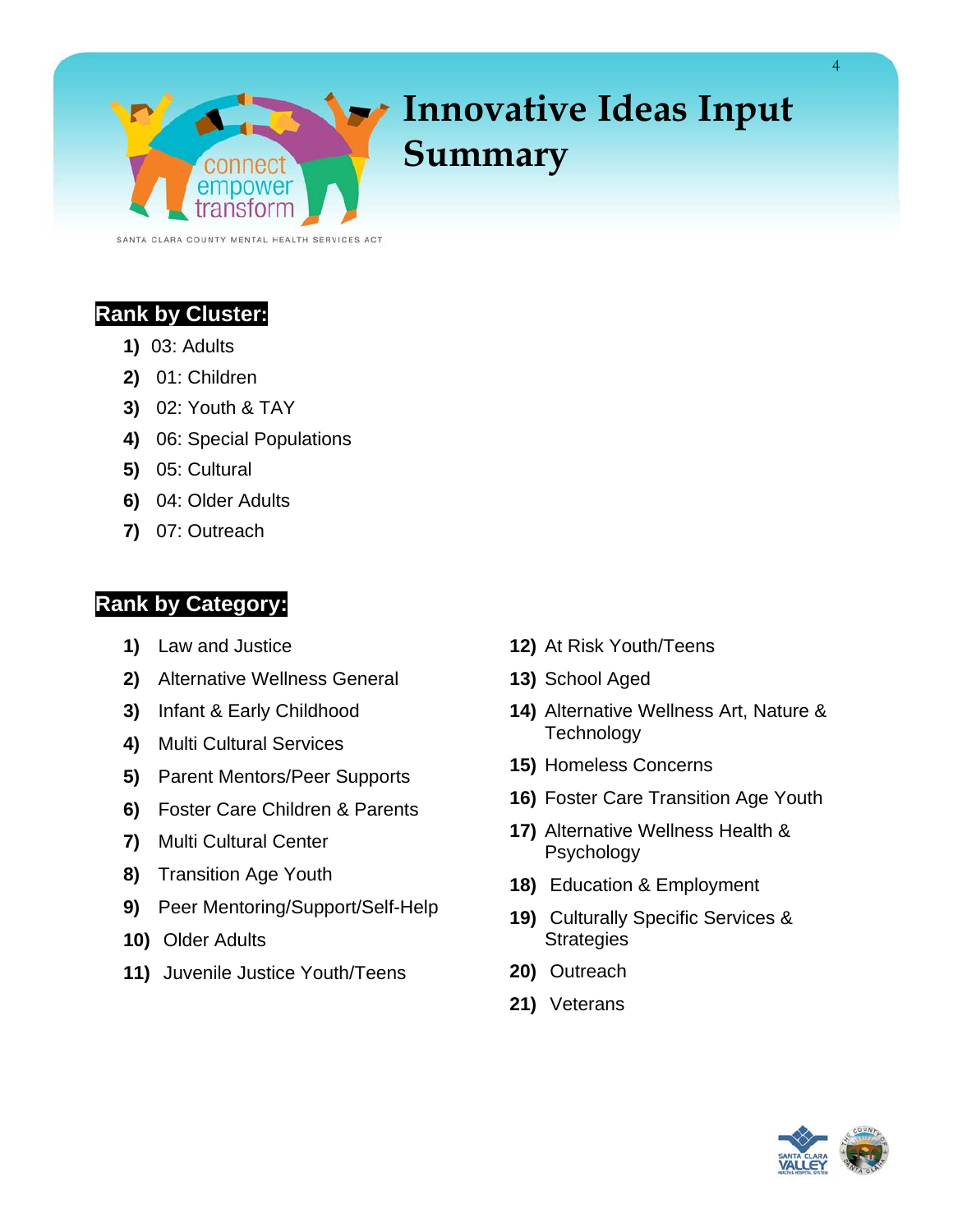# Innovative Ideas Input Summary

connect empower transform

SANTA CLARA COUNTY MENTAL HEALTH SERVICES ACT

## Rank by Cluster:

1) 03: Adults
2) 01: Children
3) 02: Youth & TAY
4) 06: Special Populations
5) 05: Cultural
6) 04: Older Adults
7) 07: Outreach

## Rank by Category:

1) Law and Justice
2) Alternative Wellness General
3) Infant & Early Childhood
4) Multi Cultural Services
5) Parent Mentors/Peer Supports
6) Foster Care Children & Parents
7) Multi Cultural Center
8) Transition Age Youth
9) Peer Mentoring/Support/Self-Help
10) Older Adults
11) Juvenile Justice Youth/Teens
12) At Risk Youth/Teens
13) School Aged
14) Alternative Wellness Art, Nature & Technology
15) Homeless Concerns
16) Foster Care Transition Age Youth
17) Alternative Wellness Health & Psychology
18) Education & Employment
19) Culturally Specific Services & Strategies
20) Outreach
21) Veterans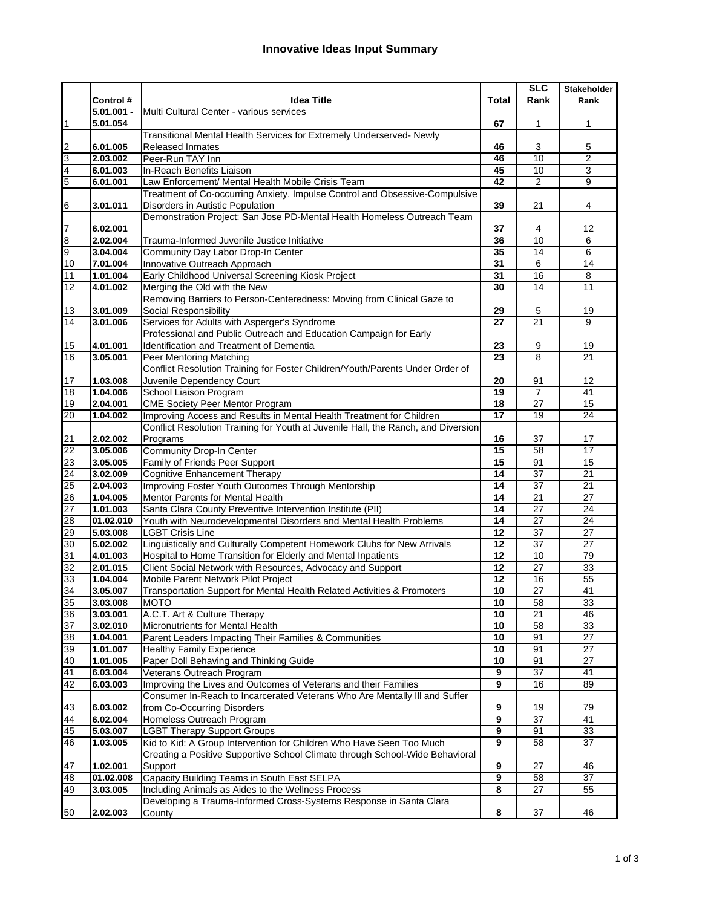# Innovative Ideas Input Summary

| | Control # | Idea Title | Total | SLC Rank | Stakeholder Rank |
|---|---|---|---|---|---|
| 1 | 5.01.001 - 5.01.054 | Multi Cultural Center - various services | 67 | 1 | 1 |
| 2 | 6.01.005 | Transitional Mental Health Services for Extremely Underserved- Newly Released Inmates | 46 | 3 | 5 |
| 3 | 2.03.002 | Peer-Run TAY Inn | 46 | 10 | 2 |
| 4 | 6.01.003 | In-Reach Benefits Liaison | 45 | 10 | 3 |
| 5 | 6.01.001 | Law Enforcement/ Mental Health Mobile Crisis Team | 42 | 2 | 9 |
| 6 | 3.01.011 | Treatment of Co-occurring Anxiety, Impulse Control and Obsessive-Compulsive Disorders in Autistic Population | 39 | 21 | 4 |
| 7 | 6.02.001 | Demonstration Project: San Jose PD-Mental Health Homeless Outreach Team | 37 | 4 | 12 |
| 8 | 2.02.004 | Trauma-Informed Juvenile Justice Initiative | 36 | 10 | 6 |
| 9 | 3.04.004 | Community Day Labor Drop-In Center | 35 | 14 | 6 |
| 10 | 7.01.004 | Innovative Outreach Approach | 31 | 6 | 14 |
| 11 | 1.01.004 | Early Childhood Universal Screening Kiosk Project | 31 | 16 | 8 |
| 12 | 4.01.002 | Merging the Old with the New | 30 | 14 | 11 |
| 13 | 3.01.009 | Removing Barriers to Person-Centeredness: Moving from Clinical Gaze to Social Responsibility | 29 | 5 | 19 |
| 14 | 3.01.006 | Services for Adults with Asperger's Syndrome | 27 | 21 | 9 |
| 15 | 4.01.001 | Professional and Public Outreach and Education Campaign for Early Identification and Treatment of Dementia | 23 | 9 | 19 |
| 16 | 3.05.001 | Peer Mentoring Matching | 23 | 8 | 21 |
| 17 | 1.03.008 | Conflict Resolution Training for Foster Children/Youth/Parents Under Order of Juvenile Dependency Court | 20 | 91 | 12 |
| 18 | 1.04.006 | School Liaison Program | 19 | 7 | 41 |
| 19 | 2.04.001 | CME Society Peer Mentor Program | 18 | 27 | 15 |
| 20 | 1.04.002 | Improving Access and Results in Mental Health Treatment for Children | 17 | 19 | 24 |
| 21 | 2.02.002 | Conflict Resolution Training for Youth at Juvenile Hall, the Ranch, and Diversion Programs | 16 | 37 | 17 |
| 22 | 3.05.006 | Community Drop-In Center | 15 | 58 | 17 |
| 23 | 3.05.005 | Family of Friends Peer Support | 15 | 91 | 15 |
| 24 | 3.02.009 | Cognitive Enhancement Therapy | 14 | 37 | 21 |
| 25 | 2.04.003 | Improving Foster Youth Outcomes Through Mentorship | 14 | 37 | 21 |
| 26 | 1.04.005 | Mentor Parents for Mental Health | 14 | 21 | 27 |
| 27 | 1.01.003 | Santa Clara County Preventive Intervention Institute (PII) | 14 | 27 | 24 |
| 28 | 01.02.010 | Youth with Neurodevelopmental Disorders and Mental Health Problems | 14 | 27 | 24 |
| 29 | 5.03.008 | LGBT Crisis Line | 12 | 37 | 27 |
| 30 | 5.02.002 | Linguistically and Culturally Competent Homework Clubs for New Arrivals | 12 | 37 | 27 |
| 31 | 4.01.003 | Hospital to Home Transition for Elderly and Mental Inpatients | 12 | 10 | 79 |
| 32 | 2.01.015 | Client Social Network with Resources, Advocacy and Support | 12 | 27 | 33 |
| 33 | 1.04.004 | Mobile Parent Network Pilot Project | 12 | 16 | 55 |
| 34 | 3.05.007 | Transportation Support for Mental Health Related Activities & Promoters | 10 | 27 | 41 |
| 35 | 3.03.008 | MOTO | 10 | 58 | 33 |
| 36 | 3.03.001 | A.C.T. Art & Culture Therapy | 10 | 21 | 46 |
| 37 | 3.02.010 | Micronutrients for Mental Health | 10 | 58 | 33 |
| 38 | 1.04.001 | Parent Leaders Impacting Their Families & Communities | 10 | 91 | 27 |
| 39 | 1.01.007 | Healthy Family Experience | 10 | 91 | 27 |
| 40 | 1.01.005 | Paper Doll Behaving and Thinking Guide | 10 | 91 | 27 |
| 41 | 6.03.004 | Veterans Outreach Program | 9 | 37 | 41 |
| 42 | 6.03.003 | Improving the Lives and Outcomes of Veterans and their Families | 9 | 16 | 89 |
| 43 | 6.03.002 | Consumer In-Reach to Incarcerated Veterans Who Are Mentally Ill and Suffer from Co-Occurring Disorders | 9 | 19 | 79 |
| 44 | 6.02.004 | Homeless Outreach Program | 9 | 37 | 41 |
| 45 | 5.03.007 | LGBT Therapy Support Groups | 9 | 91 | 33 |
| 46 | 1.03.005 | Kid to Kid: A Group Intervention for Children Who Have Seen Too Much | 9 | 58 | 37 |
| 47 | 1.02.001 | Creating a Positive Supportive School Climate through School-Wide Behavioral Support | 9 | 27 | 46 |
| 48 | 01.02.008 | Capacity Building Teams in South East SELPA | 9 | 58 | 37 |
| 49 | 3.03.005 | Including Animals as Aides to the Wellness Process | 8 | 27 | 55 |
| 50 | 2.02.003 | Developing a Trauma-Informed Cross-Systems Response in Santa Clara County | 8 | 37 | 46 |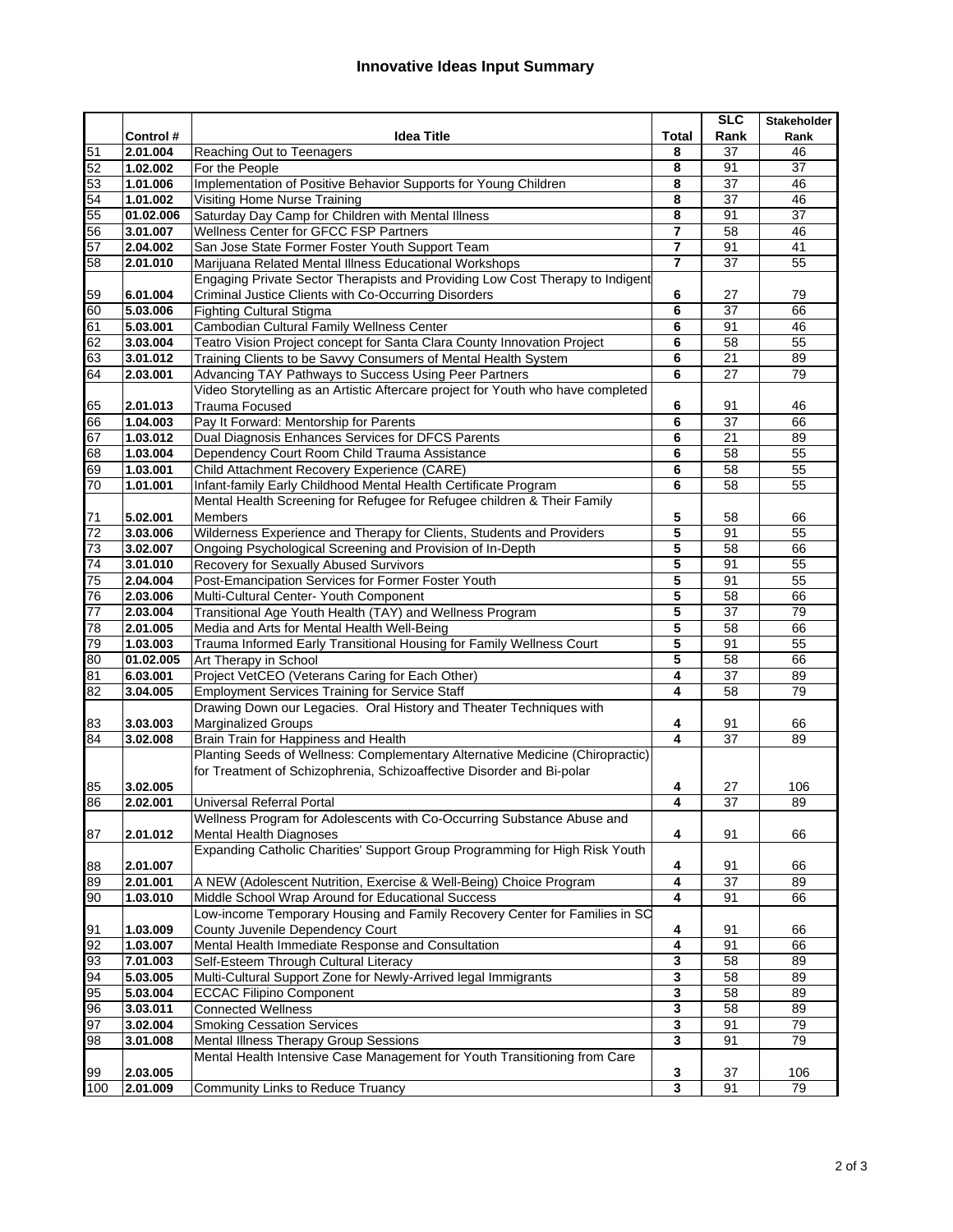# Innovative Ideas Input Summary

| | Control # | Idea Title | Total | SLC Rank | Stakeholder Rank |
|---|---|---|---|---|---|
| 51 | 2.01.004 | Reaching Out to Teenagers | 8 | 37 | 46 |
| 52 | 1.02.002 | For the People | 8 | 91 | 37 |
| 53 | 1.01.006 | Implementation of Positive Behavior Supports for Young Children | 8 | 37 | 46 |
| 54 | 1.01.002 | Visiting Home Nurse Training | 8 | 37 | 46 |
| 55 | 01.02.006 | Saturday Day Camp for Children with Mental Illness | 8 | 91 | 37 |
| 56 | 3.01.007 | Wellness Center for GFCC FSP Partners | 7 | 58 | 46 |
| 57 | 2.04.002 | San Jose State Former Foster Youth Support Team | 7 | 91 | 41 |
| 58 | 2.01.010 | Marijuana Related Mental Illness Educational Workshops | 7 | 37 | 55 |
| 59 | 6.01.004 | Engaging Private Sector Therapists and Providing Low Cost Therapy to Indigent Criminal Justice Clients with Co-Occurring Disorders | 6 | 27 | 79 |
| 60 | 5.03.006 | Fighting Cultural Stigma | 6 | 37 | 66 |
| 61 | 5.03.001 | Cambodian Cultural Family Wellness Center | 6 | 91 | 46 |
| 62 | 3.03.004 | Teatro Vision Project concept for Santa Clara County Innovation Project | 6 | 58 | 55 |
| 63 | 3.01.012 | Training Clients to be Savvy Consumers of Mental Health System | 6 | 21 | 89 |
| 64 | 2.03.001 | Advancing TAY Pathways to Success Using Peer Partners | 6 | 27 | 79 |
| 65 | 2.01.013 | Video Storytelling as an Artistic Aftercare project for Youth who have completed Trauma Focused | 6 | 91 | 46 |
| 66 | 1.04.003 | Pay It Forward: Mentorship for Parents | 6 | 37 | 66 |
| 67 | 1.03.012 | Dual Diagnosis Enhances Services for DFCS Parents | 6 | 21 | 89 |
| 68 | 1.03.004 | Dependency Court Room Child Trauma Assistance | 6 | 58 | 55 |
| 69 | 1.03.001 | Child Attachment Recovery Experience (CARE) | 6 | 58 | 55 |
| 70 | 1.01.001 | Infant-family Early Childhood Mental Health Certificate Program | 6 | 58 | 55 |
| 71 | 5.02.001 | Mental Health Screening for Refugee for Refugee children & Their Family Members | 5 | 58 | 66 |
| 72 | 3.03.006 | Wilderness Experience and Therapy for Clients, Students and Providers | 5 | 91 | 55 |
| 73 | 3.02.007 | Ongoing Psychological Screening and Provision of In-Depth | 5 | 58 | 66 |
| 74 | 3.01.010 | Recovery for Sexually Abused Survivors | 5 | 91 | 55 |
| 75 | 2.04.004 | Post-Emancipation Services for Former Foster Youth | 5 | 91 | 55 |
| 76 | 2.03.006 | Multi-Cultural Center- Youth Component | 5 | 58 | 66 |
| 77 | 2.03.004 | Transitional Age Youth Health (TAY) and Wellness Program | 5 | 37 | 79 |
| 78 | 2.01.005 | Media and Arts for Mental Health Well-Being | 5 | 58 | 66 |
| 79 | 1.03.003 | Trauma Informed Early Transitional Housing for Family Wellness Court | 5 | 91 | 55 |
| 80 | 01.02.005 | Art Therapy in School | 5 | 58 | 66 |
| 81 | 6.03.001 | Project VetCEO (Veterans Caring for Each Other) | 4 | 37 | 89 |
| 82 | 3.04.005 | Employment Services Training for Service Staff | 4 | 58 | 79 |
| 83 | 3.03.003 | Drawing Down our Legacies. Oral History and Theater Techniques with Marginalized Groups | 4 | 91 | 66 |
| 84 | 3.02.008 | Brain Train for Happiness and Health | 4 | 37 | 89 |
| 85 | 3.02.005 | Planting Seeds of Wellness: Complementary Alternative Medicine (Chiropractic) for Treatment of Schizophrenia, Schizoaffective Disorder and Bi-polar | 4 | 27 | 106 |
| 86 | 2.02.001 | Universal Referral Portal | 4 | 37 | 89 |
| 87 | 2.01.012 | Wellness Program for Adolescents with Co-Occurring Substance Abuse and Mental Health Diagnoses | 4 | 91 | 66 |
| 88 | 2.01.007 | Expanding Catholic Charities' Support Group Programming for High Risk Youth | 4 | 91 | 66 |
| 89 | 2.01.001 | A NEW (Adolescent Nutrition, Exercise & Well-Being) Choice Program | 4 | 37 | 89 |
| 90 | 1.03.010 | Middle School Wrap Around for Educational Success | 4 | 91 | 66 |
| 91 | 1.03.009 | Low-income Temporary Housing and Family Recovery Center for Families in SC County Juvenile Dependency Court | 4 | 91 | 66 |
| 92 | 1.03.007 | Mental Health Immediate Response and Consultation | 4 | 91 | 66 |
| 93 | 7.01.003 | Self-Esteem Through Cultural Literacy | 3 | 58 | 89 |
| 94 | 5.03.005 | Multi-Cultural Support Zone for Newly-Arrived legal Immigrants | 3 | 58 | 89 |
| 95 | 5.03.004 | ECCAC Filipino Component | 3 | 58 | 89 |
| 96 | 3.03.011 | Connected Wellness | 3 | 58 | 89 |
| 97 | 3.02.004 | Smoking Cessation Services | 3 | 91 | 79 |
| 98 | 3.01.008 | Mental Illness Therapy Group Sessions | 3 | 91 | 79 |
| 99 | 2.03.005 | Mental Health Intensive Case Management for Youth Transitioning from Care | 3 | 37 | 106 |
| 100 | 2.01.009 | Community Links to Reduce Truancy | 3 | 91 | 79 |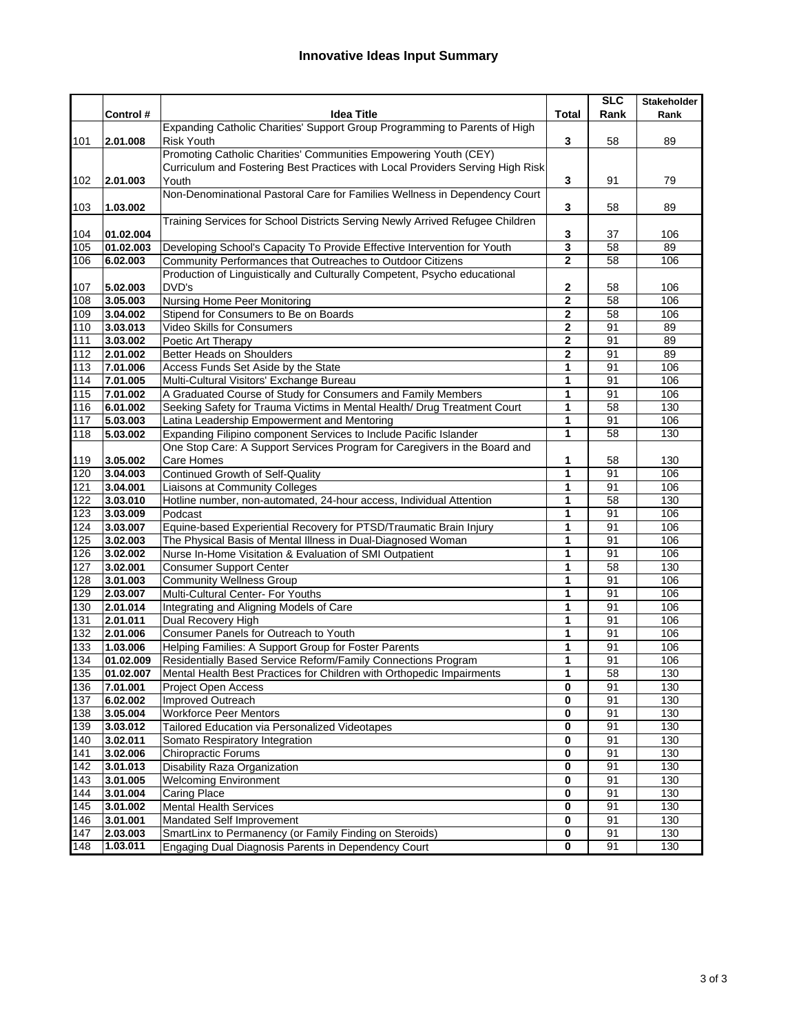# Innovative Ideas Input Summary

| | Control # | Idea Title | Total | SLC Rank | Stakeholder Rank |
|---|---|---|---|---|---|
| 101 | 2.01.008 | Expanding Catholic Charities' Support Group Programming to Parents of High Risk Youth | 3 | 58 | 89 |
| 102 | 2.01.003 | Promoting Catholic Charities' Communities Empowering Youth (CEY) Curriculum and Fostering Best Practices with Local Providers Serving High Risk Youth | 3 | 91 | 79 |
| 103 | 1.03.002 | Non-Denominational Pastoral Care for Families Wellness in Dependency Court | 3 | 58 | 89 |
| 104 | 01.02.004 | Training Services for School Districts Serving Newly Arrived Refugee Children | 3 | 37 | 106 |
| 105 | 01.02.003 | Developing School's Capacity To Provide Effective Intervention for Youth | 3 | 58 | 89 |
| 106 | 6.02.003 | Community Performances that Outreaches to Outdoor Citizens | 2 | 58 | 106 |
| 107 | 5.02.003 | Production of Linguistically and Culturally Competent, Psycho educational DVD's | 2 | 58 | 106 |
| 108 | 3.05.003 | Nursing Home Peer Monitoring | 2 | 58 | 106 |
| 109 | 3.04.002 | Stipend for Consumers to Be on Boards | 2 | 58 | 106 |
| 110 | 3.03.013 | Video Skills for Consumers | 2 | 91 | 89 |
| 111 | 3.03.002 | Poetic Art Therapy | 2 | 91 | 89 |
| 112 | 2.01.002 | Better Heads on Shoulders | 2 | 91 | 89 |
| 113 | 7.01.006 | Access Funds Set Aside by the State | 1 | 91 | 106 |
| 114 | 7.01.005 | Multi-Cultural Visitors' Exchange Bureau | 1 | 91 | 106 |
| 115 | 7.01.002 | A Graduated Course of Study for Consumers and Family Members | 1 | 91 | 106 |
| 116 | 6.01.002 | Seeking Safety for Trauma Victims in Mental Health/ Drug Treatment Court | 1 | 58 | 130 |
| 117 | 5.03.003 | Latina Leadership Empowerment and Mentoring | 1 | 91 | 106 |
| 118 | 5.03.002 | Expanding Filipino component Services to Include Pacific Islander | 1 | 58 | 130 |
| 119 | 3.05.002 | One Stop Care: A Support Services Program for Caregivers in the Board and Care Homes | 1 | 58 | 130 |
| 120 | 3.04.003 | Continued Growth of Self-Quality | 1 | 91 | 106 |
| 121 | 3.04.001 | Liaisons at Community Colleges | 1 | 91 | 106 |
| 122 | 3.03.010 | Hotline number, non-automated, 24-hour access, Individual Attention | 1 | 58 | 130 |
| 123 | 3.03.009 | Podcast | 1 | 91 | 106 |
| 124 | 3.03.007 | Equine-based Experiential Recovery for PTSD/Traumatic Brain Injury | 1 | 91 | 106 |
| 125 | 3.02.003 | The Physical Basis of Mental Illness in Dual-Diagnosed Woman | 1 | 91 | 106 |
| 126 | 3.02.002 | Nurse In-Home Visitation & Evaluation of SMI Outpatient | 1 | 91 | 106 |
| 127 | 3.02.001 | Consumer Support Center | 1 | 58 | 130 |
| 128 | 3.01.003 | Community Wellness Group | 1 | 91 | 106 |
| 129 | 2.03.007 | Multi-Cultural Center- For Youths | 1 | 91 | 106 |
| 130 | 2.01.014 | Integrating and Aligning Models of Care | 1 | 91 | 106 |
| 131 | 2.01.011 | Dual Recovery High | 1 | 91 | 106 |
| 132 | 2.01.006 | Consumer Panels for Outreach to Youth | 1 | 91 | 106 |
| 133 | 1.03.006 | Helping Families: A Support Group for Foster Parents | 1 | 91 | 106 |
| 134 | 01.02.009 | Residentially Based Service Reform/Family Connections Program | 1 | 91 | 106 |
| 135 | 01.02.007 | Mental Health Best Practices for Children with Orthopedic Impairments | 1 | 58 | 130 |
| 136 | 7.01.001 | Project Open Access | 0 | 91 | 130 |
| 137 | 6.02.002 | Improved Outreach | 0 | 91 | 130 |
| 138 | 3.05.004 | Workforce Peer Mentors | 0 | 91 | 130 |
| 139 | 3.03.012 | Tailored Education via Personalized Videotapes | 0 | 91 | 130 |
| 140 | 3.02.011 | Somato Respiratory Integration | 0 | 91 | 130 |
| 141 | 3.02.006 | Chiropractic Forums | 0 | 91 | 130 |
| 142 | 3.01.013 | Disability Raza Organization | 0 | 91 | 130 |
| 143 | 3.01.005 | Welcoming Environment | 0 | 91 | 130 |
| 144 | 3.01.004 | Caring Place | 0 | 91 | 130 |
| 145 | 3.01.002 | Mental Health Services | 0 | 91 | 130 |
| 146 | 3.01.001 | Mandated Self Improvement | 0 | 91 | 130 |
| 147 | 2.03.003 | SmartLinx to Permanency (or Family Finding on Steroids) | 0 | 91 | 130 |
| 148 | 1.03.011 | Engaging Dual Diagnosis Parents in Dependency Court | 0 | 91 | 130 |